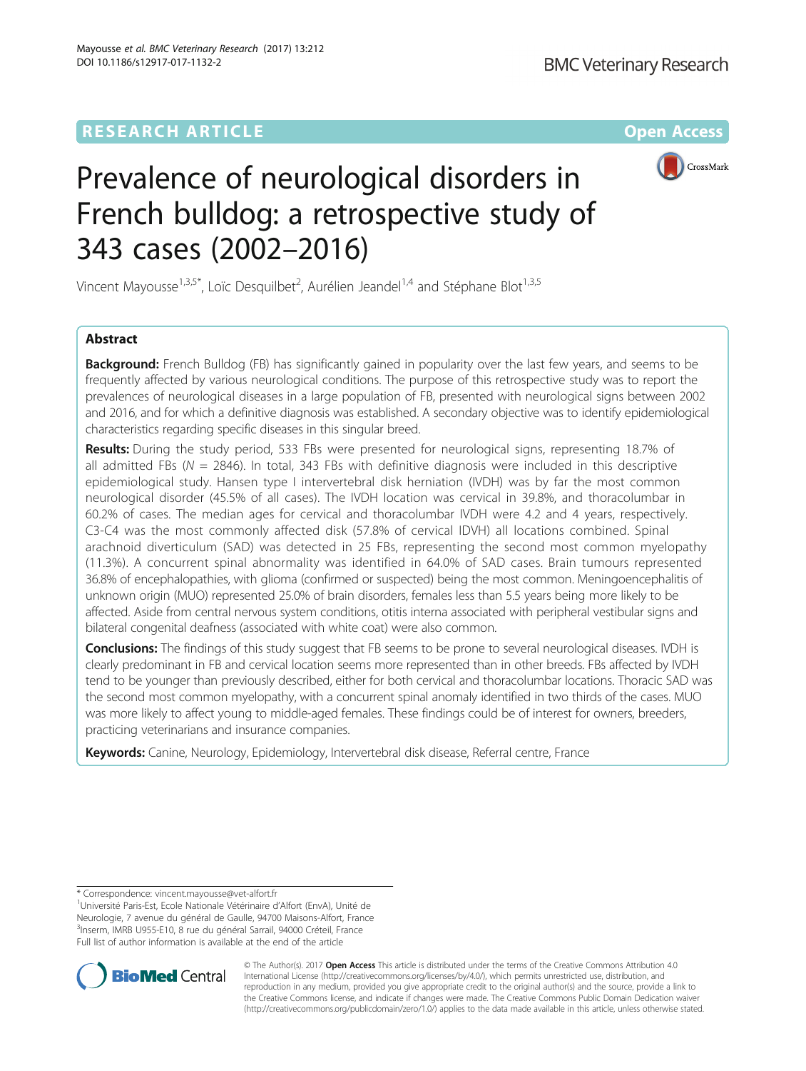RESEARCH ARTICLE

Open Access

# Prevalence of neurological disorders in French bulldog: a retrospective study of 343 cases (2002–2016)

Vincent Mayousse[1,3,5*], Loïc Desquilbet[2], Aurélien Jeandel[1,4] and Stéphane Blot[1,3,5]

## Abstract

**Background:** French Bulldog (FB) has significantly gained in popularity over the last few years, and seems to be frequently affected by various neurological conditions. The purpose of this retrospective study was to report the prevalences of neurological diseases in a large population of FB, presented with neurological signs between 2002 and 2016, and for which a definitive diagnosis was established. A secondary objective was to identify epidemiological characteristics regarding specific diseases in this singular breed.

**Results:** During the study period, 533 FBs were presented for neurological signs, representing 18.7% of all admitted FBs ($N = 2846$). In total, 343 FBs with definitive diagnosis were included in this descriptive epidemiological study. Hansen type I intervertebral disk herniation (IVDH) was by far the most common neurological disorder (45.5% of all cases). The IVDH location was cervical in 39.8%, and thoracolumbar in 60.2% of cases. The median ages for cervical and thoracolumbar IVDH were 4.2 and 4 years, respectively. C3-C4 was the most commonly affected disk (57.8% of cervical IDVH) all locations combined. Spinal arachnoid diverticulum (SAD) was detected in 25 FBs, representing the second most common myelopathy (11.3%). A concurrent spinal abnormality was identified in 64.0% of SAD cases. Brain tumours represented 36.8% of encephalopathies, with glioma (confirmed or suspected) being the most common. Meningoencephalitis of unknown origin (MUO) represented 25.0% of brain disorders, females less than 5.5 years being more likely to be affected. Aside from central nervous system conditions, otitis interna associated with peripheral vestibular signs and bilateral congenital deafness (associated with white coat) were also common.

**Conclusions:** The findings of this study suggest that FB seems to be prone to several neurological diseases. IVDH is clearly predominant in FB and cervical location seems more represented than in other breeds. FBs affected by IVDH tend to be younger than previously described, either for both cervical and thoracolumbar locations. Thoracic SAD was the second most common myelopathy, with a concurrent spinal anomaly identified in two thirds of the cases. MUO was more likely to affect young to middle-aged females. These findings could be of interest for owners, breeders, practicing veterinarians and insurance companies.

**Keywords:** Canine, Neurology, Epidemiology, Intervertebral disk disease, Referral centre, France

---

\* Correspondence: vincent.mayousse@vet-alfort.fr
[1]Université Paris-Est, Ecole Nationale Vétérinaire d'Alfort (EnvA), Unité de Neurologie, 7 avenue du général de Gaulle, 94700 Maisons-Alfort, France
[3]Inserm, IMRB U955-E10, 8 rue du général Sarrail, 94000 Créteil, France
Full list of author information is available at the end of the article

© The Author(s). 2017 **Open Access** This article is distributed under the terms of the Creative Commons Attribution 4.0 International License (http://creativecommons.org/licenses/by/4.0/), which permits unrestricted use, distribution, and reproduction in any medium, provided you give appropriate credit to the original author(s) and the source, provide a link to the Creative Commons license, and indicate if changes were made. The Creative Commons Public Domain Dedication waiver (http://creativecommons.org/publicdomain/zero/1.0/) applies to the data made available in this article, unless otherwise stated.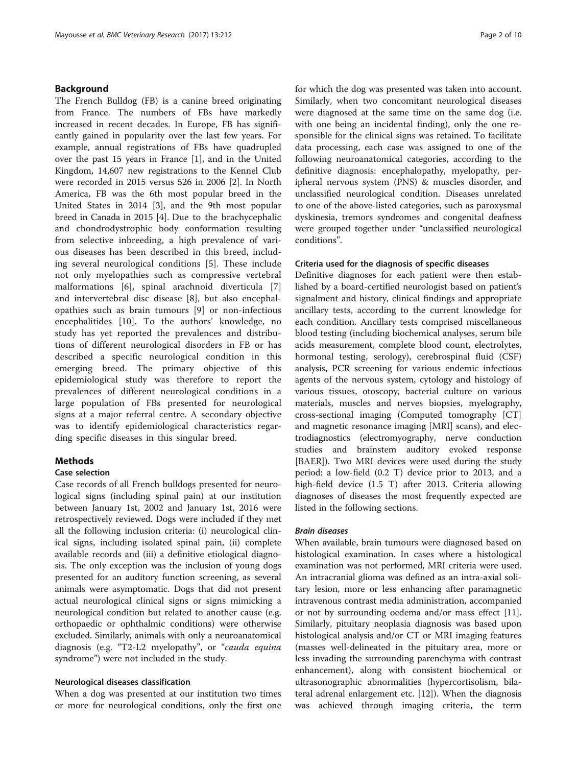## Background

The French Bulldog (FB) is a canine breed originating from France. The numbers of FBs have markedly increased in recent decades. In Europe, FB has significantly gained in popularity over the last few years. For example, annual registrations of FBs have quadrupled over the past 15 years in France [1], and in the United Kingdom, 14,607 new registrations to the Kennel Club were recorded in 2015 versus 526 in 2006 [2]. In North America, FB was the 6th most popular breed in the United States in 2014 [3], and the 9th most popular breed in Canada in 2015 [4]. Due to the brachycephalic and chondrodystrophic body conformation resulting from selective inbreeding, a high prevalence of various diseases has been described in this breed, including several neurological conditions [5]. These include not only myelopathies such as compressive vertebral malformations [6], spinal arachnoid diverticula [7] and intervertebral disc disease [8], but also encephalopathies such as brain tumours [9] or non-infectious encephalitides [10]. To the authors' knowledge, no study has yet reported the prevalences and distributions of different neurological disorders in FB or has described a specific neurological condition in this emerging breed. The primary objective of this epidemiological study was therefore to report the prevalences of different neurological conditions in a large population of FBs presented for neurological signs at a major referral centre. A secondary objective was to identify epidemiological characteristics regarding specific diseases in this singular breed.

## Methods

### Case selection

Case records of all French bulldogs presented for neurological signs (including spinal pain) at our institution between January 1st, 2002 and January 1st, 2016 were retrospectively reviewed. Dogs were included if they met all the following inclusion criteria: (i) neurological clinical signs, including isolated spinal pain, (ii) complete available records and (iii) a definitive etiological diagnosis. The only exception was the inclusion of young dogs presented for an auditory function screening, as several animals were asymptomatic. Dogs that did not present actual neurological clinical signs or signs mimicking a neurological condition but related to another cause (e.g. orthopaedic or ophthalmic conditions) were otherwise excluded. Similarly, animals with only a neuroanatomical diagnosis (e.g. "T2-L2 myelopathy", or "*cauda equina* syndrome") were not included in the study.

### Neurological diseases classification

When a dog was presented at our institution two times or more for neurological conditions, only the first one for which the dog was presented was taken into account. Similarly, when two concomitant neurological diseases were diagnosed at the same time on the same dog (i.e. with one being an incidental finding), only the one responsible for the clinical signs was retained. To facilitate data processing, each case was assigned to one of the following neuroanatomical categories, according to the definitive diagnosis: encephalopathy, myelopathy, peripheral nervous system (PNS) & muscles disorder, and unclassified neurological condition. Diseases unrelated to one of the above-listed categories, such as paroxysmal dyskinesia, tremors syndromes and congenital deafness were grouped together under "unclassified neurological conditions".

### Criteria used for the diagnosis of specific diseases

Definitive diagnoses for each patient were then established by a board-certified neurologist based on patient's signalment and history, clinical findings and appropriate ancillary tests, according to the current knowledge for each condition. Ancillary tests comprised miscellaneous blood testing (including biochemical analyses, serum bile acids measurement, complete blood count, electrolytes, hormonal testing, serology), cerebrospinal fluid (CSF) analysis, PCR screening for various endemic infectious agents of the nervous system, cytology and histology of various tissues, otoscopy, bacterial culture on various materials, muscles and nerves biopsies, myelography, cross-sectional imaging (Computed tomography [CT] and magnetic resonance imaging [MRI] scans), and electrodiagnostics (electromyography, nerve conduction studies and brainstem auditory evoked response [BAER]). Two MRI devices were used during the study period: a low-field (0.2 T) device prior to 2013, and a high-field device (1.5 T) after 2013. Criteria allowing diagnoses of diseases the most frequently expected are listed in the following sections.

#### *Brain diseases*

When available, brain tumours were diagnosed based on histological examination. In cases where a histological examination was not performed, MRI criteria were used. An intracranial glioma was defined as an intra-axial solitary lesion, more or less enhancing after paramagnetic intravenous contrast media administration, accompanied or not by surrounding oedema and/or mass effect [11]. Similarly, pituitary neoplasia diagnosis was based upon histological analysis and/or CT or MRI imaging features (masses well-delineated in the pituitary area, more or less invading the surrounding parenchyma with contrast enhancement), along with consistent biochemical or ultrasonographic abnormalities (hypercortisolism, bilateral adrenal enlargement etc. [12]). When the diagnosis was achieved through imaging criteria, the term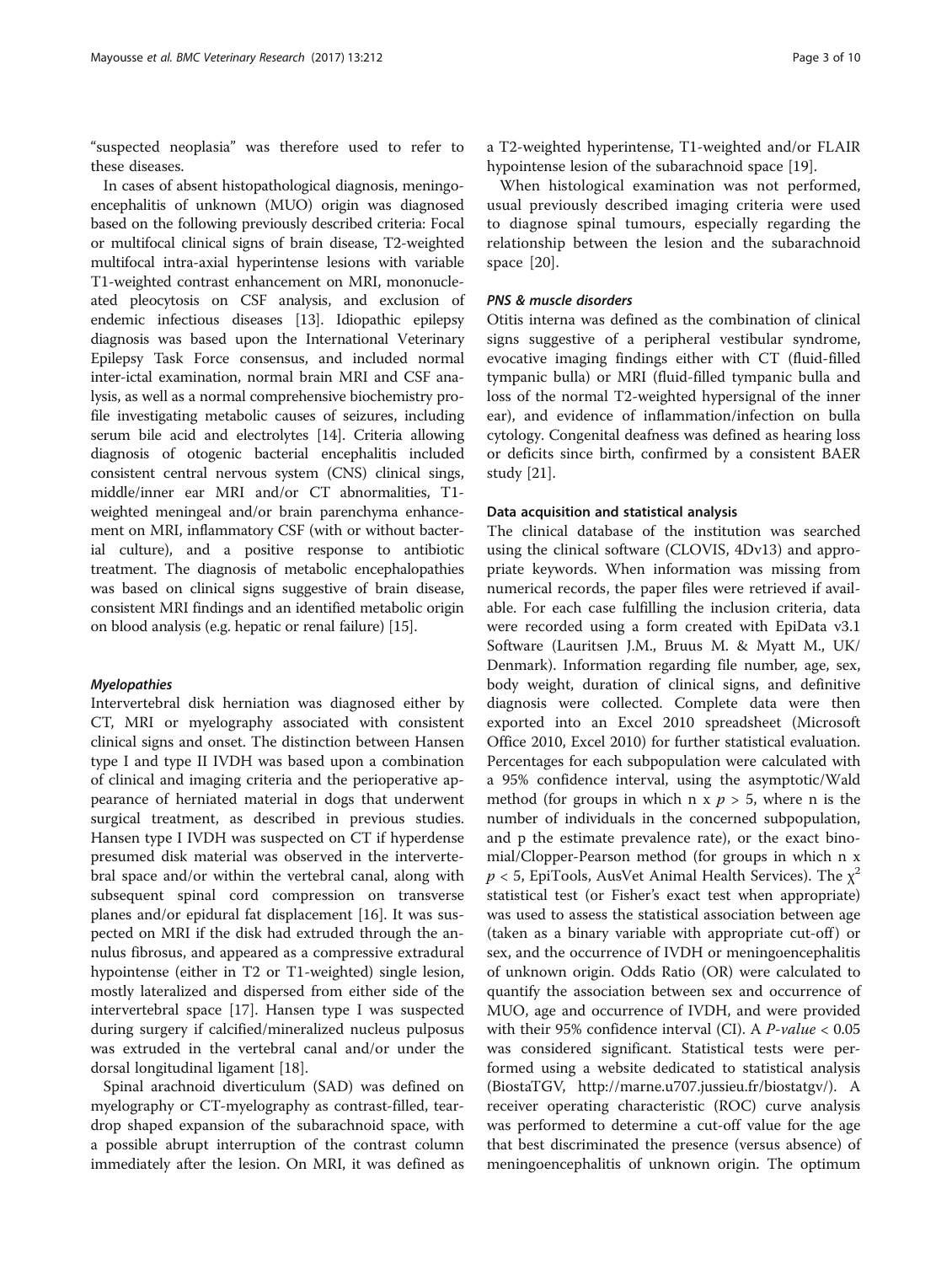"suspected neoplasia" was therefore used to refer to these diseases.

In cases of absent histopathological diagnosis, meningoencephalitis of unknown (MUO) origin was diagnosed based on the following previously described criteria: Focal or multifocal clinical signs of brain disease, T2-weighted multifocal intra-axial hyperintense lesions with variable T1-weighted contrast enhancement on MRI, mononucleated pleocytosis on CSF analysis, and exclusion of endemic infectious diseases [13]. Idiopathic epilepsy diagnosis was based upon the International Veterinary Epilepsy Task Force consensus, and included normal inter-ictal examination, normal brain MRI and CSF analysis, as well as a normal comprehensive biochemistry profile investigating metabolic causes of seizures, including serum bile acid and electrolytes [14]. Criteria allowing diagnosis of otogenic bacterial encephalitis included consistent central nervous system (CNS) clinical sings, middle/inner ear MRI and/or CT abnormalities, T1-weighted meningeal and/or brain parenchyma enhancement on MRI, inflammatory CSF (with or without bacterial culture), and a positive response to antibiotic treatment. The diagnosis of metabolic encephalopathies was based on clinical signs suggestive of brain disease, consistent MRI findings and an identified metabolic origin on blood analysis (e.g. hepatic or renal failure) [15].

#### *Myelopathies*

Intervertebral disk herniation was diagnosed either by CT, MRI or myelography associated with consistent clinical signs and onset. The distinction between Hansen type I and type II IVDH was based upon a combination of clinical and imaging criteria and the perioperative appearance of herniated material in dogs that underwent surgical treatment, as described in previous studies. Hansen type I IVDH was suspected on CT if hyperdense presumed disk material was observed in the intervertebral space and/or within the vertebral canal, along with subsequent spinal cord compression on transverse planes and/or epidural fat displacement [16]. It was suspected on MRI if the disk had extruded through the annulus fibrosus, and appeared as a compressive extradural hypointense (either in T2 or T1-weighted) single lesion, mostly lateralized and dispersed from either side of the intervertebral space [17]. Hansen type I was suspected during surgery if calcified/mineralized nucleus pulposus was extruded in the vertebral canal and/or under the dorsal longitudinal ligament [18].

Spinal arachnoid diverticulum (SAD) was defined on myelography or CT-myelography as contrast-filled, teardrop shaped expansion of the subarachnoid space, with a possible abrupt interruption of the contrast column immediately after the lesion. On MRI, it was defined as a T2-weighted hyperintense, T1-weighted and/or FLAIR hypointense lesion of the subarachnoid space [19].

When histological examination was not performed, usual previously described imaging criteria were used to diagnose spinal tumours, especially regarding the relationship between the lesion and the subarachnoid space [20].

#### *PNS & muscle disorders*

Otitis interna was defined as the combination of clinical signs suggestive of a peripheral vestibular syndrome, evocative imaging findings either with CT (fluid-filled tympanic bulla) or MRI (fluid-filled tympanic bulla and loss of the normal T2-weighted hypersignal of the inner ear), and evidence of inflammation/infection on bulla cytology. Congenital deafness was defined as hearing loss or deficits since birth, confirmed by a consistent BAER study [21].

### Data acquisition and statistical analysis

The clinical database of the institution was searched using the clinical software (CLOVIS, 4Dv13) and appropriate keywords. When information was missing from numerical records, the paper files were retrieved if available. For each case fulfilling the inclusion criteria, data were recorded using a form created with EpiData v3.1 Software (Lauritsen J.M., Bruus M. & Myatt M., UK/Denmark). Information regarding file number, age, sex, body weight, duration of clinical signs, and definitive diagnosis were collected. Complete data were then exported into an Excel 2010 spreadsheet (Microsoft Office 2010, Excel 2010) for further statistical evaluation. Percentages for each subpopulation were calculated with a 95% confidence interval, using the asymptotic/Wald method (for groups in which $n \times p > 5$, where n is the number of individuals in the concerned subpopulation, and p the estimate prevalence rate), or the exact binomial/Clopper-Pearson method (for groups in which $n \times p < 5$, EpiTools, AusVet Animal Health Services). The $\chi^2$ statistical test (or Fisher's exact test when appropriate) was used to assess the statistical association between age (taken as a binary variable with appropriate cut-off) or sex, and the occurrence of IVDH or meningoencephalitis of unknown origin. Odds Ratio (OR) were calculated to quantify the association between sex and occurrence of MUO, age and occurrence of IVDH, and were provided with their 95% confidence interval (CI). A *P-value* < 0.05 was considered significant. Statistical tests were performed using a website dedicated to statistical analysis (BiostaTGV, http://marne.u707.jussieu.fr/biostatgv/). A receiver operating characteristic (ROC) curve analysis was performed to determine a cut-off value for the age that best discriminated the presence (versus absence) of meningoencephalitis of unknown origin. The optimum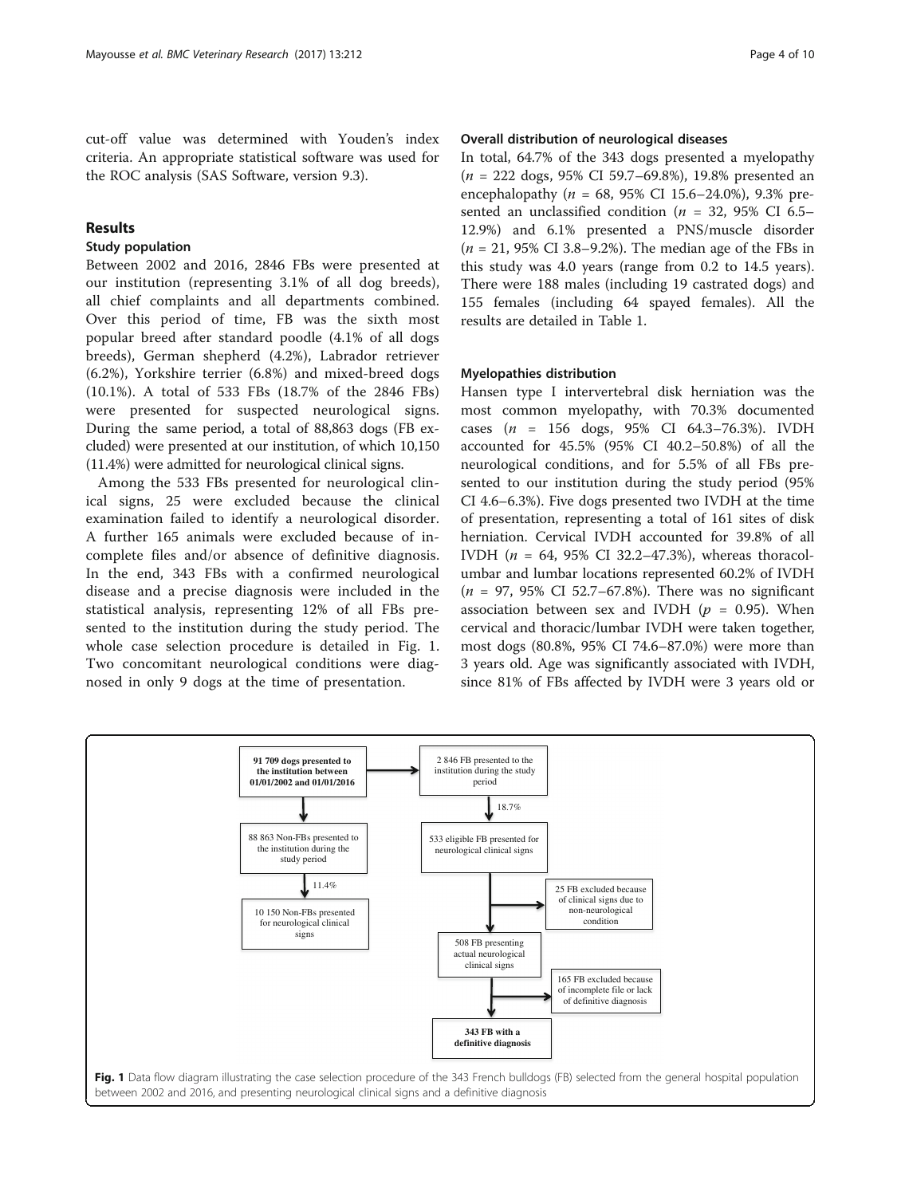cut-off value was determined with Youden's index criteria. An appropriate statistical software was used for the ROC analysis (SAS Software, version 9.3).

## Results

### Study population

Between 2002 and 2016, 2846 FBs were presented at our institution (representing 3.1% of all dog breeds), all chief complaints and all departments combined. Over this period of time, FB was the sixth most popular breed after standard poodle (4.1% of all dogs breeds), German shepherd (4.2%), Labrador retriever (6.2%), Yorkshire terrier (6.8%) and mixed-breed dogs (10.1%). A total of 533 FBs (18.7% of the 2846 FBs) were presented for suspected neurological signs. During the same period, a total of 88,863 dogs (FB excluded) were presented at our institution, of which 10,150 (11.4%) were admitted for neurological clinical signs.

Among the 533 FBs presented for neurological clinical signs, 25 were excluded because the clinical examination failed to identify a neurological disorder. A further 165 animals were excluded because of incomplete files and/or absence of definitive diagnosis. In the end, 343 FBs with a confirmed neurological disease and a precise diagnosis were included in the statistical analysis, representing 12% of all FBs presented to the institution during the study period. The whole case selection procedure is detailed in Fig. 1. Two concomitant neurological conditions were diagnosed in only 9 dogs at the time of presentation.

### Overall distribution of neurological diseases

In total, 64.7% of the 343 dogs presented a myelopathy ($n$ = 222 dogs, 95% CI 59.7–69.8%), 19.8% presented an encephalopathy ($n$ = 68, 95% CI 15.6–24.0%), 9.3% presented an unclassified condition ($n$ = 32, 95% CI 6.5–12.9%) and 6.1% presented a PNS/muscle disorder ($n$ = 21, 95% CI 3.8–9.2%). The median age of the FBs in this study was 4.0 years (range from 0.2 to 14.5 years). There were 188 males (including 19 castrated dogs) and 155 females (including 64 spayed females). All the results are detailed in Table 1.

### Myelopathies distribution

Hansen type I intervertebral disk herniation was the most common myelopathy, with 70.3% documented cases ($n$ = 156 dogs, 95% CI 64.3–76.3%). IVDH accounted for 45.5% (95% CI 40.2–50.8%) of all the neurological conditions, and for 5.5% of all FBs presented to our institution during the study period (95% CI 4.6–6.3%). Five dogs presented two IVDH at the time of presentation, representing a total of 161 sites of disk herniation. Cervical IVDH accounted for 39.8% of all IVDH ($n$ = 64, 95% CI 32.2–47.3%), whereas thoracolumbar and lumbar locations represented 60.2% of IVDH ($n$ = 97, 95% CI 52.7–67.8%). There was no significant association between sex and IVDH ($p$ = 0.95). When cervical and thoracic/lumbar IVDH were taken together, most dogs (80.8%, 95% CI 74.6–87.0%) were more than 3 years old. Age was significantly associated with IVDH, since 81% of FBs affected by IVDH were 3 years old or

**91 709 dogs presented to the institution between 01/01/2002 and 01/01/2016** → 2 846 FB presented to the institution during the study period → (18.7%) → 533 eligible FB presented for neurological clinical signs → 25 FB excluded because of clinical signs due to non-neurological condition → 508 FB presenting actual neurological clinical signs → 165 FB excluded because of incomplete file or lack of definitive diagnosis → **343 FB with a definitive diagnosis**

**91 709 dogs presented to the institution between 01/01/2002 and 01/01/2016** → 88 863 Non-FBs presented to the institution during the study period → (11.4%) → 10 150 Non-FBs presented for neurological clinical signs

**Fig. 1** Data flow diagram illustrating the case selection procedure of the 343 French bulldogs (FB) selected from the general hospital population between 2002 and 2016, and presenting neurological clinical signs and a definitive diagnosis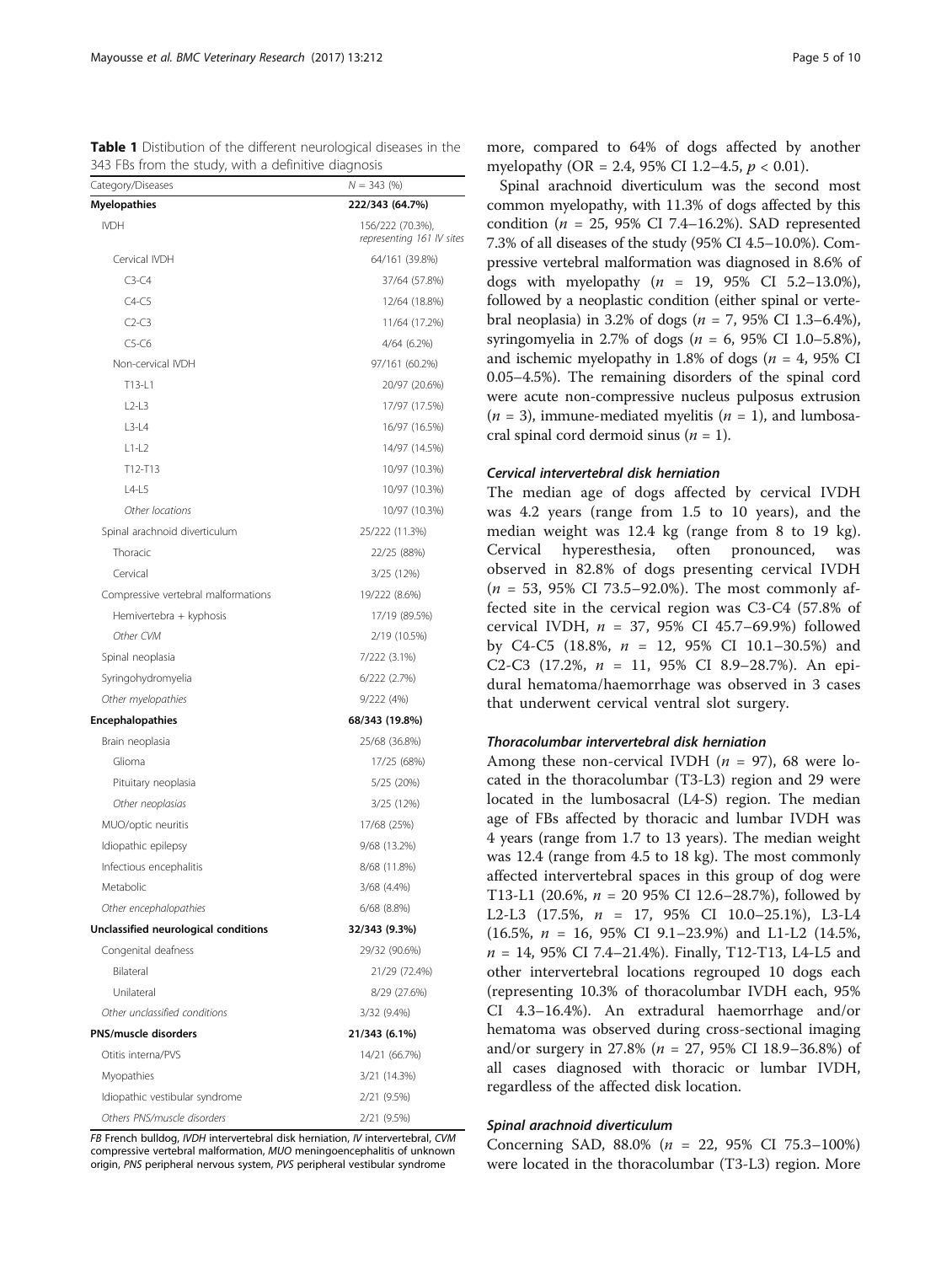**Table 1** Distibution of the different neurological diseases in the 343 FBs from the study, with a definitive diagnosis

| Category/Diseases | $N = 343$ (%) |
| --- | --- |
| **Myelopathies** | **222/343 (64.7%)** |
| IVDH | 156/222 (70.3%), representing 161 IV sites |
| Cervical IVDH | 64/161 (39.8%) |
| C3-C4 | 37/64 (57.8%) |
| C4-C5 | 12/64 (18.8%) |
| C2-C3 | 11/64 (17.2%) |
| C5-C6 | 4/64 (6.2%) |
| Non-cervical IVDH | 97/161 (60.2%) |
| T13-L1 | 20/97 (20.6%) |
| L2-L3 | 17/97 (17.5%) |
| L3-L4 | 16/97 (16.5%) |
| L1-L2 | 14/97 (14.5%) |
| T12-T13 | 10/97 (10.3%) |
| L4-L5 | 10/97 (10.3%) |
| *Other locations* | 10/97 (10.3%) |
| Spinal arachnoid diverticulum | 25/222 (11.3%) |
| Thoracic | 22/25 (88%) |
| Cervical | 3/25 (12%) |
| Compressive vertebral malformations | 19/222 (8.6%) |
| Hemivertebra + kyphosis | 17/19 (89.5%) |
| *Other CVM* | 2/19 (10.5%) |
| Spinal neoplasia | 7/222 (3.1%) |
| Syringohydromyelia | 6/222 (2.7%) |
| *Other myelopathies* | 9/222 (4%) |
| **Encephalopathies** | **68/343 (19.8%)** |
| Brain neoplasia | 25/68 (36.8%) |
| Glioma | 17/25 (68%) |
| Pituitary neoplasia | 5/25 (20%) |
| *Other neoplasias* | 3/25 (12%) |
| MUO/optic neuritis | 17/68 (25%) |
| Idiopathic epilepsy | 9/68 (13.2%) |
| Infectious encephalitis | 8/68 (11.8%) |
| Metabolic | 3/68 (4.4%) |
| *Other encephalopathies* | 6/68 (8.8%) |
| **Unclassified neurological conditions** | **32/343 (9.3%)** |
| Congenital deafness | 29/32 (90.6%) |
| Bilateral | 21/29 (72.4%) |
| Unilateral | 8/29 (27.6%) |
| *Other unclassified conditions* | 3/32 (9.4%) |
| **PNS/muscle disorders** | **21/343 (6.1%)** |
| Otitis interna/PVS | 14/21 (66.7%) |
| Myopathies | 3/21 (14.3%) |
| Idiopathic vestibular syndrome | 2/21 (9.5%) |
| Others PNS/muscle disorders | 2/21 (9.5%) |

*FB* French bulldog, *IVDH* intervertebral disk herniation, *IV* intervertebral, *CVM* compressive vertebral malformation, *MUO* meningoencephalitis of unknown origin, *PNS* peripheral nervous system, *PVS* peripheral vestibular syndrome

more, compared to 64% of dogs affected by another myelopathy (OR = 2.4, 95% CI 1.2–4.5, $p < 0.01$).

Spinal arachnoid diverticulum was the second most common myelopathy, with 11.3% of dogs affected by this condition ($n = 25$, 95% CI 7.4–16.2%). SAD represented 7.3% of all diseases of the study (95% CI 4.5–10.0%). Compressive vertebral malformation was diagnosed in 8.6% of dogs with myelopathy ($n = 19$, 95% CI 5.2–13.0%), followed by a neoplastic condition (either spinal or vertebral neoplasia) in 3.2% of dogs ($n = 7$, 95% CI 1.3–6.4%), syringomyelia in 2.7% of dogs ($n = 6$, 95% CI 1.0–5.8%), and ischemic myelopathy in 1.8% of dogs ($n = 4$, 95% CI 0.05–4.5%). The remaining disorders of the spinal cord were acute non-compressive nucleus pulposus extrusion ($n = 3$), immune-mediated myelitis ($n = 1$), and lumbosacral spinal cord dermoid sinus ($n = 1$).

#### *Cervical intervertebral disk herniation*

The median age of dogs affected by cervical IVDH was 4.2 years (range from 1.5 to 10 years), and the median weight was 12.4 kg (range from 8 to 19 kg). Cervical hyperesthesia, often pronounced, was observed in 82.8% of dogs presenting cervical IVDH ($n = 53$, 95% CI 73.5–92.0%). The most commonly affected site in the cervical region was C3-C4 (57.8% of cervical IVDH, $n = 37$, 95% CI 45.7–69.9%) followed by C4-C5 (18.8%, $n = 12$, 95% CI 10.1–30.5%) and C2-C3 (17.2%, $n = 11$, 95% CI 8.9–28.7%). An epidural hematoma/haemorrhage was observed in 3 cases that underwent cervical ventral slot surgery.

#### *Thoracolumbar intervertebral disk herniation*

Among these non-cervical IVDH ($n = 97$), 68 were located in the thoracolumbar (T3-L3) region and 29 were located in the lumbosacral (L4-S) region. The median age of FBs affected by thoracic and lumbar IVDH was 4 years (range from 1.7 to 13 years). The median weight was 12.4 (range from 4.5 to 18 kg). The most commonly affected intervertebral spaces in this group of dog were T13-L1 (20.6%, $n = 20$ 95% CI 12.6–28.7%), followed by L2-L3 (17.5%, $n = 17$, 95% CI 10.0–25.1%), L3-L4 (16.5%, $n = 16$, 95% CI 9.1–23.9%) and L1-L2 (14.5%, $n = 14$, 95% CI 7.4–21.4%). Finally, T12-T13, L4-L5 and other intervertebral locations regrouped 10 dogs each (representing 10.3% of thoracolumbar IVDH each, 95% CI 4.3–16.4%). An extradural haemorrhage and/or hematoma was observed during cross-sectional imaging and/or surgery in 27.8% ($n = 27$, 95% CI 18.9–36.8%) of all cases diagnosed with thoracic or lumbar IVDH, regardless of the affected disk location.

#### *Spinal arachnoid diverticulum*

Concerning SAD, 88.0% ($n = 22$, 95% CI 75.3–100%) were located in the thoracolumbar (T3-L3) region. More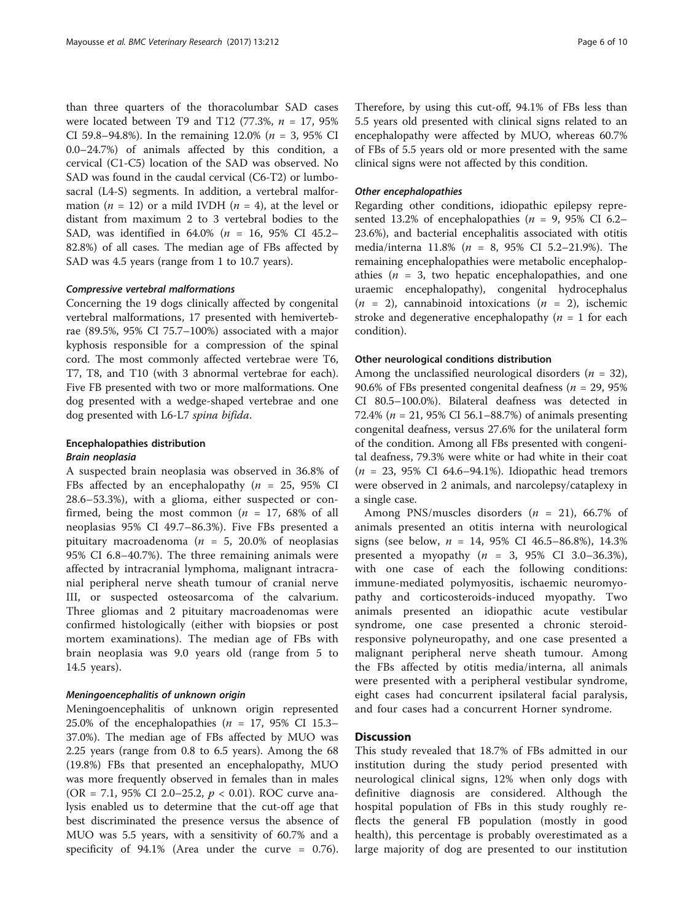than three quarters of the thoracolumbar SAD cases were located between T9 and T12 (77.3%, $n = 17$, 95% CI 59.8–94.8%). In the remaining 12.0% ($n = 3$, 95% CI 0.0–24.7%) of animals affected by this condition, a cervical (C1-C5) location of the SAD was observed. No SAD was found in the caudal cervical (C6-T2) or lumbosacral (L4-S) segments. In addition, a vertebral malformation ($n = 12$) or a mild IVDH ($n = 4$), at the level or distant from maximum 2 to 3 vertebral bodies to the SAD, was identified in 64.0% ($n = 16$, 95% CI 45.2–82.8%) of all cases. The median age of FBs affected by SAD was 4.5 years (range from 1 to 10.7 years).

#### Compressive vertebral malformations

Concerning the 19 dogs clinically affected by congenital vertebral malformations, 17 presented with hemivertebrae (89.5%, 95% CI 75.7–100%) associated with a major kyphosis responsible for a compression of the spinal cord. The most commonly affected vertebrae were T6, T7, T8, and T10 (with 3 abnormal vertebrae for each). Five FB presented with two or more malformations. One dog presented with a wedge-shaped vertebrae and one dog presented with L6-L7 *spina bifida*.

### Encephalopathies distribution

#### Brain neoplasia

A suspected brain neoplasia was observed in 36.8% of FBs affected by an encephalopathy ($n = 25$, 95% CI 28.6–53.3%), with a glioma, either suspected or confirmed, being the most common ($n = 17$, 68% of all neoplasias 95% CI 49.7–86.3%). Five FBs presented a pituitary macroadenoma ($n = 5$, 20.0% of neoplasias 95% CI 6.8–40.7%). The three remaining animals were affected by intracranial lymphoma, malignant intracranial peripheral nerve sheath tumour of cranial nerve III, or suspected osteosarcoma of the calvarium. Three gliomas and 2 pituitary macroadenomas were confirmed histologically (either with biopsies or post mortem examinations). The median age of FBs with brain neoplasia was 9.0 years old (range from 5 to 14.5 years).

#### Meningoencephalitis of unknown origin

Meningoencephalitis of unknown origin represented 25.0% of the encephalopathies ($n = 17$, 95% CI 15.3–37.0%). The median age of FBs affected by MUO was 2.25 years (range from 0.8 to 6.5 years). Among the 68 (19.8%) FBs that presented an encephalopathy, MUO was more frequently observed in females than in males (OR = 7.1, 95% CI 2.0–25.2, $p < 0.01$). ROC curve analysis enabled us to determine that the cut-off age that best discriminated the presence versus the absence of MUO was 5.5 years, with a sensitivity of 60.7% and a specificity of 94.1% (Area under the curve = 0.76). Therefore, by using this cut-off, 94.1% of FBs less than 5.5 years old presented with clinical signs related to an encephalopathy were affected by MUO, whereas 60.7% of FBs of 5.5 years old or more presented with the same clinical signs were not affected by this condition.

#### Other encephalopathies

Regarding other conditions, idiopathic epilepsy represented 13.2% of encephalopathies ($n = 9$, 95% CI 6.2–23.6%), and bacterial encephalitis associated with otitis media/interna 11.8% ($n = 8$, 95% CI 5.2–21.9%). The remaining encephalopathies were metabolic encephalopathies ($n = 3$, two hepatic encephalopathies, and one uraemic encephalopathy), congenital hydrocephalus ($n = 2$), cannabinoid intoxications ($n = 2$), ischemic stroke and degenerative encephalopathy ($n = 1$ for each condition).

### Other neurological conditions distribution

Among the unclassified neurological disorders ($n = 32$), 90.6% of FBs presented congenital deafness ($n = 29$, 95% CI 80.5–100.0%). Bilateral deafness was detected in 72.4% ($n = 21$, 95% CI 56.1–88.7%) of animals presenting congenital deafness, versus 27.6% for the unilateral form of the condition. Among all FBs presented with congenital deafness, 79.3% were white or had white in their coat ($n = 23$, 95% CI 64.6–94.1%). Idiopathic head tremors were observed in 2 animals, and narcolepsy/cataplexy in a single case.

Among PNS/muscles disorders ($n = 21$), 66.7% of animals presented an otitis interna with neurological signs (see below, $n = 14$, 95% CI 46.5–86.8%), 14.3% presented a myopathy ($n = 3$, 95% CI 3.0–36.3%), with one case of each the following conditions: immune-mediated polymyositis, ischaemic neuromyopathy and corticosteroids-induced myopathy. Two animals presented an idiopathic acute vestibular syndrome, one case presented a chronic steroid-responsive polyneuropathy, and one case presented a malignant peripheral nerve sheath tumour. Among the FBs affected by otitis media/interna, all animals were presented with a peripheral vestibular syndrome, eight cases had concurrent ipsilateral facial paralysis, and four cases had a concurrent Horner syndrome.

## Discussion

This study revealed that 18.7% of FBs admitted in our institution during the study period presented with neurological clinical signs, 12% when only dogs with definitive diagnosis are considered. Although the hospital population of FBs in this study roughly reflects the general FB population (mostly in good health), this percentage is probably overestimated as a large majority of dog are presented to our institution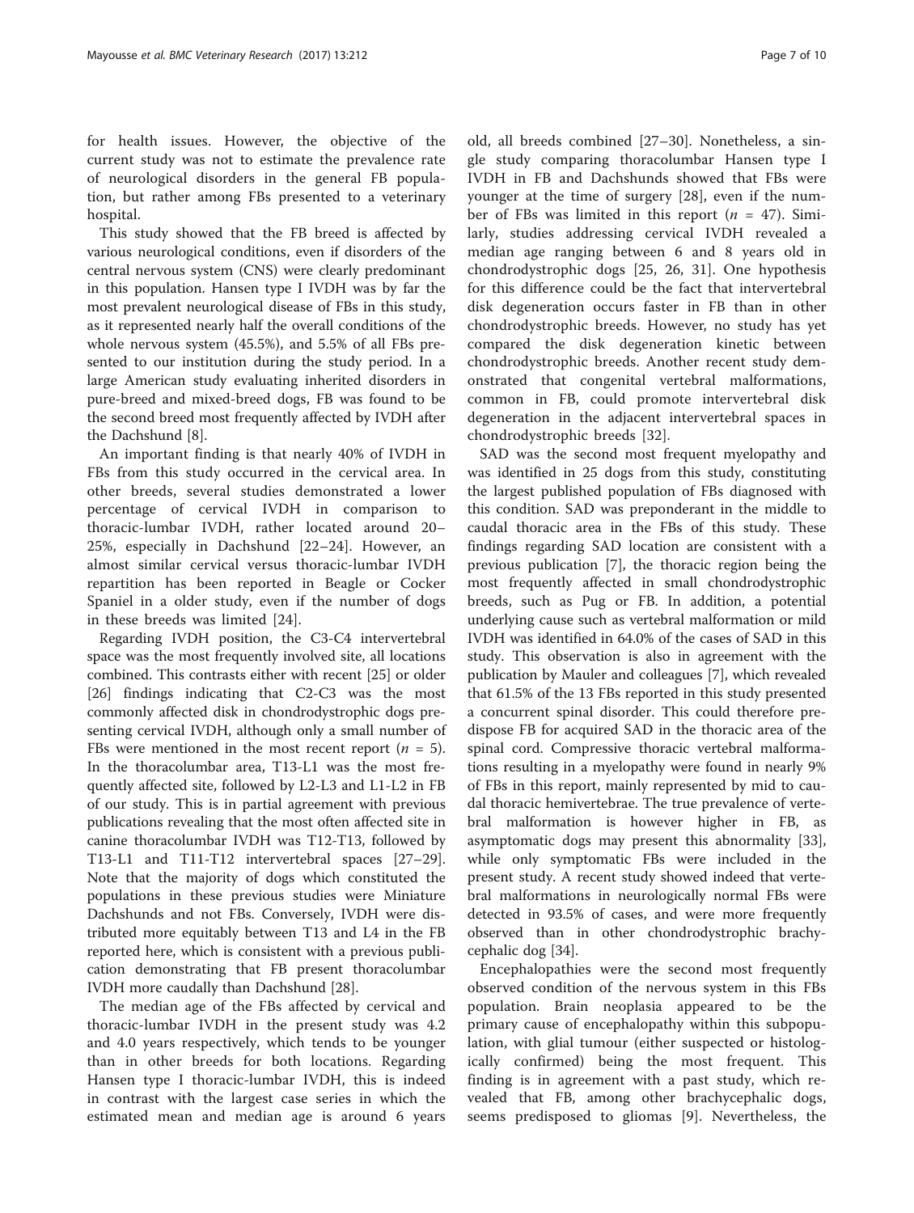for health issues. However, the objective of the current study was not to estimate the prevalence rate of neurological disorders in the general FB population, but rather among FBs presented to a veterinary hospital.

This study showed that the FB breed is affected by various neurological conditions, even if disorders of the central nervous system (CNS) were clearly predominant in this population. Hansen type I IVDH was by far the most prevalent neurological disease of FBs in this study, as it represented nearly half the overall conditions of the whole nervous system (45.5%), and 5.5% of all FBs presented to our institution during the study period. In a large American study evaluating inherited disorders in pure-breed and mixed-breed dogs, FB was found to be the second breed most frequently affected by IVDH after the Dachshund [8].

An important finding is that nearly 40% of IVDH in FBs from this study occurred in the cervical area. In other breeds, several studies demonstrated a lower percentage of cervical IVDH in comparison to thoracic-lumbar IVDH, rather located around 20–25%, especially in Dachshund [22–24]. However, an almost similar cervical versus thoracic-lumbar IVDH repartition has been reported in Beagle or Cocker Spaniel in a older study, even if the number of dogs in these breeds was limited [24].

Regarding IVDH position, the C3-C4 intervertebral space was the most frequently involved site, all locations combined. This contrasts either with recent [25] or older [26] findings indicating that C2-C3 was the most commonly affected disk in chondrodystrophic dogs presenting cervical IVDH, although only a small number of FBs were mentioned in the most recent report ($n = 5$). In the thoracolumbar area, T13-L1 was the most frequently affected site, followed by L2-L3 and L1-L2 in FB of our study. This is in partial agreement with previous publications revealing that the most often affected site in canine thoracolumbar IVDH was T12-T13, followed by T13-L1 and T11-T12 intervertebral spaces [27–29]. Note that the majority of dogs which constituted the populations in these previous studies were Miniature Dachshunds and not FBs. Conversely, IVDH were distributed more equitably between T13 and L4 in the FB reported here, which is consistent with a previous publication demonstrating that FB present thoracolumbar IVDH more caudally than Dachshund [28].

The median age of the FBs affected by cervical and thoracic-lumbar IVDH in the present study was 4.2 and 4.0 years respectively, which tends to be younger than in other breeds for both locations. Regarding Hansen type I thoracic-lumbar IVDH, this is indeed in contrast with the largest case series in which the estimated mean and median age is around 6 years old, all breeds combined [27–30]. Nonetheless, a single study comparing thoracolumbar Hansen type I IVDH in FB and Dachshunds showed that FBs were younger at the time of surgery [28], even if the number of FBs was limited in this report ($n = 47$). Similarly, studies addressing cervical IVDH revealed a median age ranging between 6 and 8 years old in chondrodystrophic dogs [25, 26, 31]. One hypothesis for this difference could be the fact that intervertebral disk degeneration occurs faster in FB than in other chondrodystrophic breeds. However, no study has yet compared the disk degeneration kinetic between chondrodystrophic breeds. Another recent study demonstrated that congenital vertebral malformations, common in FB, could promote intervertebral disk degeneration in the adjacent intervertebral spaces in chondrodystrophic breeds [32].

SAD was the second most frequent myelopathy and was identified in 25 dogs from this study, constituting the largest published population of FBs diagnosed with this condition. SAD was preponderant in the middle to caudal thoracic area in the FBs of this study. These findings regarding SAD location are consistent with a previous publication [7], the thoracic region being the most frequently affected in small chondrodystrophic breeds, such as Pug or FB. In addition, a potential underlying cause such as vertebral malformation or mild IVDH was identified in 64.0% of the cases of SAD in this study. This observation is also in agreement with the publication by Mauler and colleagues [7], which revealed that 61.5% of the 13 FBs reported in this study presented a concurrent spinal disorder. This could therefore predispose FB for acquired SAD in the thoracic area of the spinal cord. Compressive thoracic vertebral malformations resulting in a myelopathy were found in nearly 9% of FBs in this report, mainly represented by mid to caudal thoracic hemivertebrae. The true prevalence of vertebral malformation is however higher in FB, as asymptomatic dogs may present this abnormality [33], while only symptomatic FBs were included in the present study. A recent study showed indeed that vertebral malformations in neurologically normal FBs were detected in 93.5% of cases, and were more frequently observed than in other chondrodystrophic brachycephalic dog [34].

Encephalopathies were the second most frequently observed condition of the nervous system in this FBs population. Brain neoplasia appeared to be the primary cause of encephalopathy within this subpopulation, with glial tumour (either suspected or histologically confirmed) being the most frequent. This finding is in agreement with a past study, which revealed that FB, among other brachycephalic dogs, seems predisposed to gliomas [9]. Nevertheless, the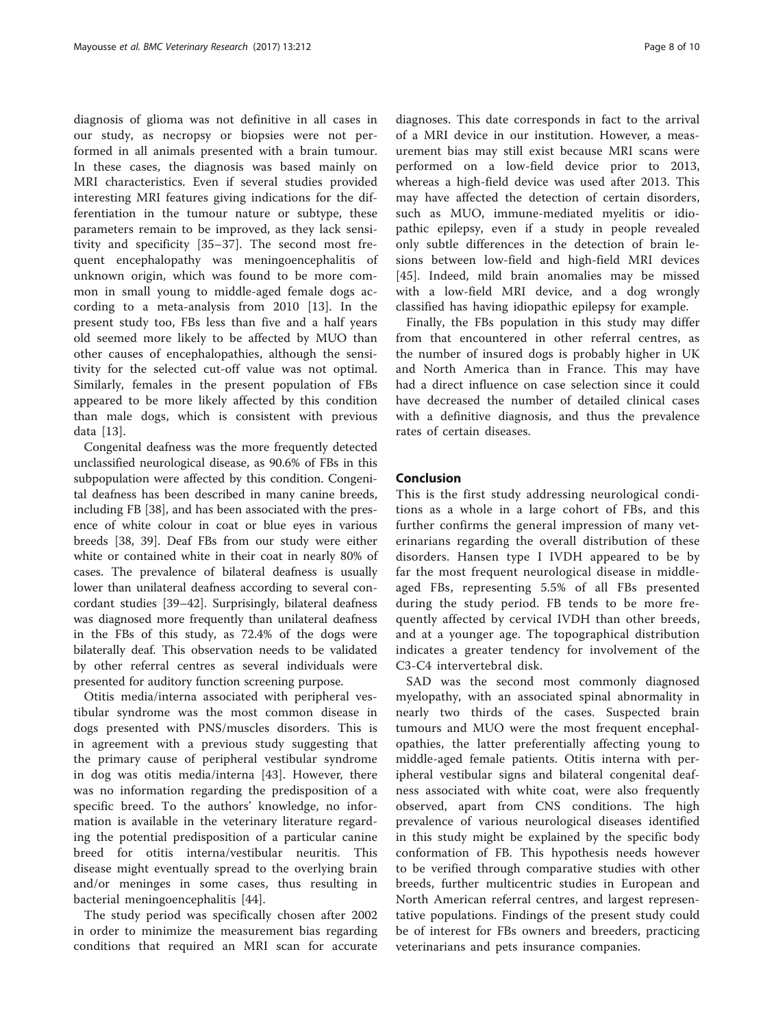diagnosis of glioma was not definitive in all cases in our study, as necropsy or biopsies were not performed in all animals presented with a brain tumour. In these cases, the diagnosis was based mainly on MRI characteristics. Even if several studies provided interesting MRI features giving indications for the differentiation in the tumour nature or subtype, these parameters remain to be improved, as they lack sensitivity and specificity [35–37]. The second most frequent encephalopathy was meningoencephalitis of unknown origin, which was found to be more common in small young to middle-aged female dogs according to a meta-analysis from 2010 [13]. In the present study too, FBs less than five and a half years old seemed more likely to be affected by MUO than other causes of encephalopathies, although the sensitivity for the selected cut-off value was not optimal. Similarly, females in the present population of FBs appeared to be more likely affected by this condition than male dogs, which is consistent with previous data [13].

Congenital deafness was the more frequently detected unclassified neurological disease, as 90.6% of FBs in this subpopulation were affected by this condition. Congenital deafness has been described in many canine breeds, including FB [38], and has been associated with the presence of white colour in coat or blue eyes in various breeds [38, 39]. Deaf FBs from our study were either white or contained white in their coat in nearly 80% of cases. The prevalence of bilateral deafness is usually lower than unilateral deafness according to several concordant studies [39–42]. Surprisingly, bilateral deafness was diagnosed more frequently than unilateral deafness in the FBs of this study, as 72.4% of the dogs were bilaterally deaf. This observation needs to be validated by other referral centres as several individuals were presented for auditory function screening purpose.

Otitis media/interna associated with peripheral vestibular syndrome was the most common disease in dogs presented with PNS/muscles disorders. This is in agreement with a previous study suggesting that the primary cause of peripheral vestibular syndrome in dog was otitis media/interna [43]. However, there was no information regarding the predisposition of a specific breed. To the authors' knowledge, no information is available in the veterinary literature regarding the potential predisposition of a particular canine breed for otitis interna/vestibular neuritis. This disease might eventually spread to the overlying brain and/or meninges in some cases, thus resulting in bacterial meningoencephalitis [44].

The study period was specifically chosen after 2002 in order to minimize the measurement bias regarding conditions that required an MRI scan for accurate diagnoses. This date corresponds in fact to the arrival of a MRI device in our institution. However, a measurement bias may still exist because MRI scans were performed on a low-field device prior to 2013, whereas a high-field device was used after 2013. This may have affected the detection of certain disorders, such as MUO, immune-mediated myelitis or idiopathic epilepsy, even if a study in people revealed only subtle differences in the detection of brain lesions between low-field and high-field MRI devices [45]. Indeed, mild brain anomalies may be missed with a low-field MRI device, and a dog wrongly classified has having idiopathic epilepsy for example.

Finally, the FBs population in this study may differ from that encountered in other referral centres, as the number of insured dogs is probably higher in UK and North America than in France. This may have had a direct influence on case selection since it could have decreased the number of detailed clinical cases with a definitive diagnosis, and thus the prevalence rates of certain diseases.

## Conclusion

This is the first study addressing neurological conditions as a whole in a large cohort of FBs, and this further confirms the general impression of many veterinarians regarding the overall distribution of these disorders. Hansen type I IVDH appeared to be by far the most frequent neurological disease in middle-aged FBs, representing 5.5% of all FBs presented during the study period. FB tends to be more frequently affected by cervical IVDH than other breeds, and at a younger age. The topographical distribution indicates a greater tendency for involvement of the C3-C4 intervertebral disk.

SAD was the second most commonly diagnosed myelopathy, with an associated spinal abnormality in nearly two thirds of the cases. Suspected brain tumours and MUO were the most frequent encephalopathies, the latter preferentially affecting young to middle-aged female patients. Otitis interna with peripheral vestibular signs and bilateral congenital deafness associated with white coat, were also frequently observed, apart from CNS conditions. The high prevalence of various neurological diseases identified in this study might be explained by the specific body conformation of FB. This hypothesis needs however to be verified through comparative studies with other breeds, further multicentric studies in European and North American referral centres, and largest representative populations. Findings of the present study could be of interest for FBs owners and breeders, practicing veterinarians and pets insurance companies.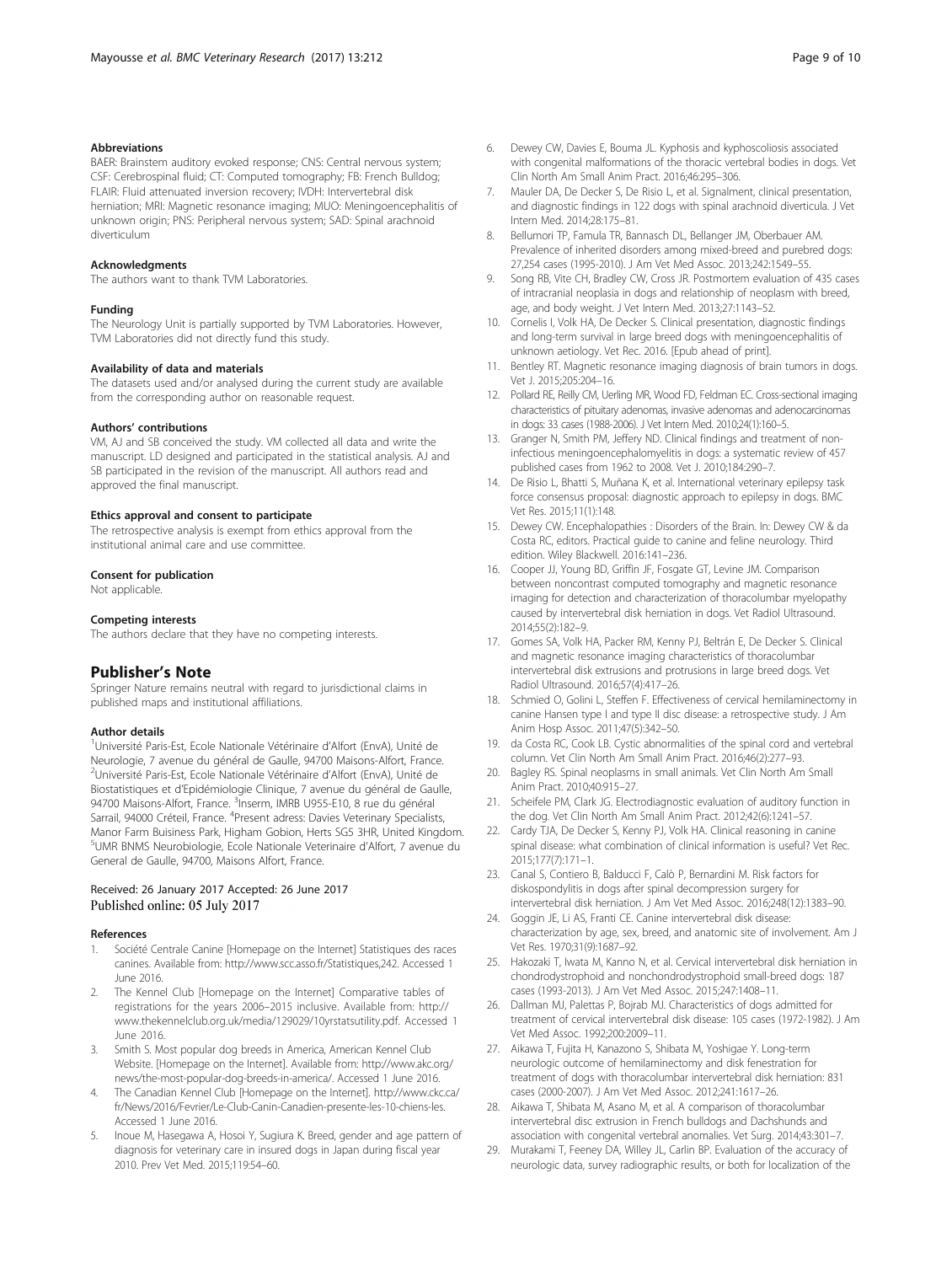### Abbreviations

BAER: Brainstem auditory evoked response; CNS: Central nervous system; CSF: Cerebrospinal fluid; CT: Computed tomography; FB: French Bulldog; FLAIR: Fluid attenuated inversion recovery; IVDH: Intervertebral disk herniation; MRI: Magnetic resonance imaging; MUO: Meningoencephalitis of unknown origin; PNS: Peripheral nervous system; SAD: Spinal arachnoid diverticulum

### Acknowledgments

The authors want to thank TVM Laboratories.

### Funding

The Neurology Unit is partially supported by TVM Laboratories. However, TVM Laboratories did not directly fund this study.

### Availability of data and materials

The datasets used and/or analysed during the current study are available from the corresponding author on reasonable request.

### Authors' contributions

VM, AJ and SB conceived the study. VM collected all data and write the manuscript. LD designed and participated in the statistical analysis. AJ and SB participated in the revision of the manuscript. All authors read and approved the final manuscript.

### Ethics approval and consent to participate

The retrospective analysis is exempt from ethics approval from the institutional animal care and use committee.

### Consent for publication

Not applicable.

### Competing interests

The authors declare that they have no competing interests.

## Publisher's Note

Springer Nature remains neutral with regard to jurisdictional claims in published maps and institutional affiliations.

### Author details

[1]Université Paris-Est, Ecole Nationale Vétérinaire d'Alfort (EnvA), Unité de Neurologie, 7 avenue du général de Gaulle, 94700 Maisons-Alfort, France. [2]Université Paris-Est, Ecole Nationale Vétérinaire d'Alfort (EnvA), Unité de Biostatistiques et d'Epidémiologie Clinique, 7 avenue du général de Gaulle, 94700 Maisons-Alfort, France. [3]Inserm, IMRB U955-E10, 8 rue du général Sarrail, 94000 Créteil, France. [4]Present adress: Davies Veterinary Specialists, Manor Farm Buisiness Park, Higham Gobion, Herts SG5 3HR, United Kingdom. [5]UMR BNMS Neurobiologie, Ecole Nationale Veterinaire d'Alfort, 7 avenue du General de Gaulle, 94700, Maisons Alfort, France.

Received: 26 January 2017 Accepted: 26 June 2017
Published online: 05 July 2017

### References

1. Société Centrale Canine [Homepage on the Internet] Statistiques des races canines. Available from: http://www.scc.asso.fr/Statistiques,242. Accessed 1 June 2016.
2. The Kennel Club [Homepage on the Internet] Comparative tables of registrations for the years 2006–2015 inclusive. Available from: http://www.thekennelclub.org.uk/media/129029/10yrstatsutility.pdf. Accessed 1 June 2016.
3. Smith S. Most popular dog breeds in America, American Kennel Club Website. [Homepage on the Internet]. Available from: http://www.akc.org/news/the-most-popular-dog-breeds-in-america/. Accessed 1 June 2016.
4. The Canadian Kennel Club [Homepage on the Internet]. http://www.ckc.ca/fr/News/2016/Fevrier/Le-Club-Canin-Canadien-presente-les-10-chiens-les. Accessed 1 June 2016.
5. Inoue M, Hasegawa A, Hosoi Y, Sugiura K. Breed, gender and age pattern of diagnosis for veterinary care in insured dogs in Japan during fiscal year 2010. Prev Vet Med. 2015;119:54–60.
6. Dewey CW, Davies E, Bouma JL. Kyphosis and kyphoscoliosis associated with congenital malformations of the thoracic vertebral bodies in dogs. Vet Clin North Am Small Anim Pract. 2016;46:295–306.
7. Mauler DA, De Decker S, De Risio L, et al. Signalment, clinical presentation, and diagnostic findings in 122 dogs with spinal arachnoid diverticula. J Vet Intern Med. 2014;28:175–81.
8. Bellumori TP, Famula TR, Bannasch DL, Bellanger JM, Oberbauer AM. Prevalence of inherited disorders among mixed-breed and purebred dogs: 27,254 cases (1995-2010). J Am Vet Med Assoc. 2013;242:1549–55.
9. Song RB, Vite CH, Bradley CW, Cross JR. Postmortem evaluation of 435 cases of intracranial neoplasia in dogs and relationship of neoplasm with breed, age, and body weight. J Vet Intern Med. 2013;27:1143–52.
10. Cornelis I, Volk HA, De Decker S. Clinical presentation, diagnostic findings and long-term survival in large breed dogs with meningoencephalitis of unknown aetiology. Vet Rec. 2016. [Epub ahead of print].
11. Bentley RT. Magnetic resonance imaging diagnosis of brain tumors in dogs. Vet J. 2015;205:204–16.
12. Pollard RE, Reilly CM, Uerling MR, Wood FD, Feldman EC. Cross-sectional imaging characteristics of pituitary adenomas, invasive adenomas and adenocarcinomas in dogs: 33 cases (1988-2006). J Vet Intern Med. 2010;24(1):160–5.
13. Granger N, Smith PM, Jeffery ND. Clinical findings and treatment of non-infectious meningoencephalomyelitis in dogs: a systematic review of 457 published cases from 1962 to 2008. Vet J. 2010;184:290–7.
14. De Risio L, Bhatti S, Muñana K, et al. International veterinary epilepsy task force consensus proposal: diagnostic approach to epilepsy in dogs. BMC Vet Res. 2015;11(1):148.
15. Dewey CW. Encephalopathies : Disorders of the Brain. In: Dewey CW & da Costa RC, editors. Practical guide to canine and feline neurology. Third edition. Wiley Blackwell. 2016:141–236.
16. Cooper JJ, Young BD, Griffin JF, Fosgate GT, Levine JM. Comparison between noncontrast computed tomography and magnetic resonance imaging for detection and characterization of thoracolumbar myelopathy caused by intervertebral disk herniation in dogs. Vet Radiol Ultrasound. 2014;55(2):182–9.
17. Gomes SA, Volk HA, Packer RM, Kenny PJ, Beltrán E, De Decker S. Clinical and magnetic resonance imaging characteristics of thoracolumbar intervertebral disk extrusions and protrusions in large breed dogs. Vet Radiol Ultrasound. 2016;57(4):417–26.
18. Schmied O, Golini L, Steffen F. Effectiveness of cervical hemilaminectomy in canine Hansen type I and type II disc disease: a retrospective study. J Am Anim Hosp Assoc. 2011;47(5):342–50.
19. da Costa RC, Cook LB. Cystic abnormalities of the spinal cord and vertebral column. Vet Clin North Am Small Anim Pract. 2016;46(2):277–93.
20. Bagley RS. Spinal neoplasms in small animals. Vet Clin North Am Small Anim Pract. 2010;40:915–27.
21. Scheifele PM, Clark JG. Electrodiagnostic evaluation of auditory function in the dog. Vet Clin North Am Small Anim Pract. 2012;42(6):1241–57.
22. Cardy TJA, De Decker S, Kenny PJ, Volk HA. Clinical reasoning in canine spinal disease: what combination of clinical information is useful? Vet Rec. 2015;177(7):171–1.
23. Canal S, Contiero B, Balducci F, Calò P, Bernardini M. Risk factors for diskospondylitis in dogs after spinal decompression surgery for intervertebral disk herniation. J Am Vet Med Assoc. 2016;248(12):1383–90.
24. Goggin JE, Li AS, Franti CE. Canine intervertebral disk disease: characterization by age, sex, breed, and anatomic site of involvement. Am J Vet Res. 1970;31(9):1687–92.
25. Hakozaki T, Iwata M, Kanno N, et al. Cervical intervertebral disk herniation in chondrodystrophoid and nonchondrodystrophoid small-breed dogs: 187 cases (1993-2013). J Am Vet Med Assoc. 2015;247:1408–11.
26. Dallman MJ, Palettas P, Bojrab MJ. Characteristics of dogs admitted for treatment of cervical intervertebral disk disease: 105 cases (1972-1982). J Am Vet Med Assoc. 1992;200:2009–11.
27. Aikawa T, Fujita H, Kanazono S, Shibata M, Yoshigae Y. Long-term neurologic outcome of hemilaminectomy and disk fenestration for treatment of dogs with thoracolumbar intervertebral disk herniation: 831 cases (2000-2007). J Am Vet Med Assoc. 2012;241:1617–26.
28. Aikawa T, Shibata M, Asano M, et al. A comparison of thoracolumbar intervertebral disc extrusion in French bulldogs and Dachshunds and association with congenital vertebral anomalies. Vet Surg. 2014;43:301–7.
29. Murakami T, Feeney DA, Willey JL, Carlin BP. Evaluation of the accuracy of neurologic data, survey radiographic results, or both for localization of the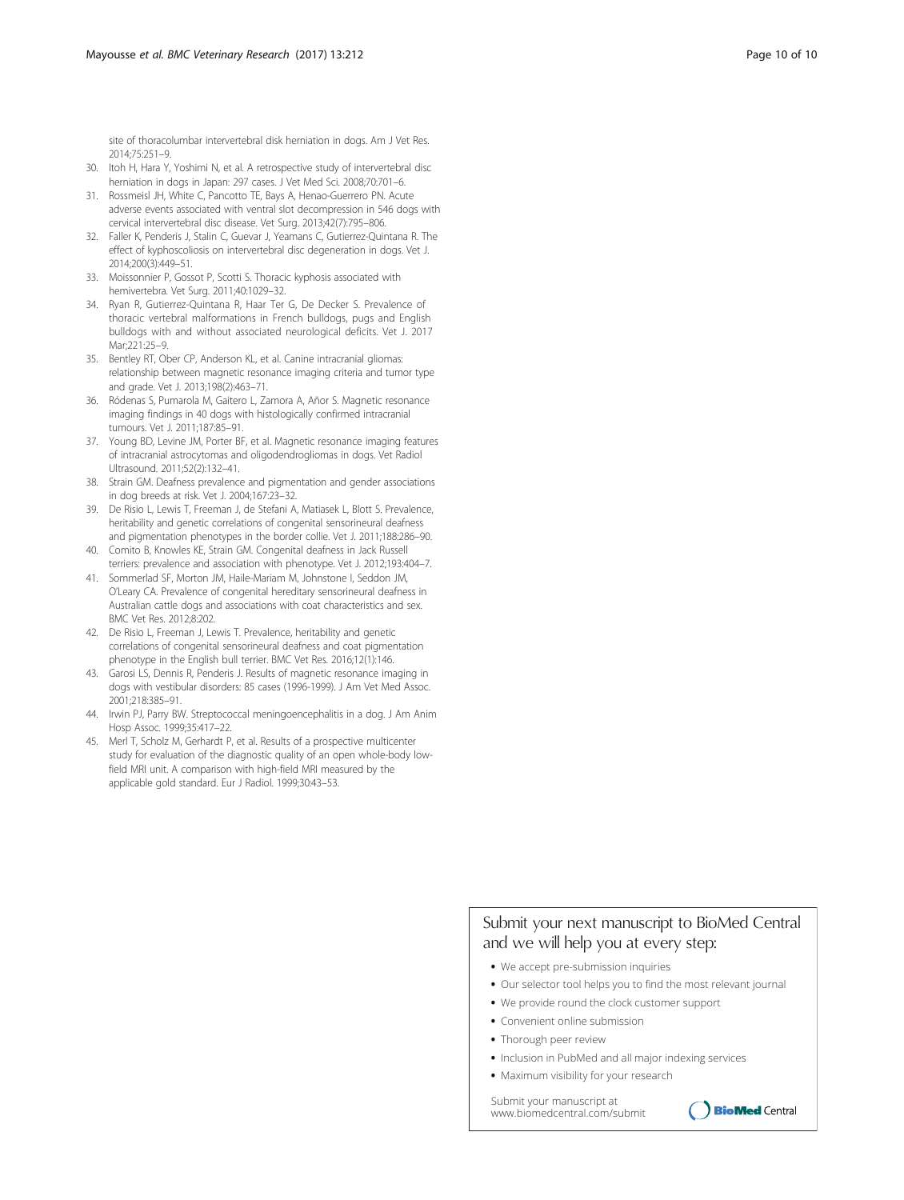site of thoracolumbar intervertebral disk herniation in dogs. Am J Vet Res. 2014;75:251–9.

30. Itoh H, Hara Y, Yoshimi N, et al. A retrospective study of intervertebral disc herniation in dogs in Japan: 297 cases. J Vet Med Sci. 2008;70:701–6.
31. Rossmeisl JH, White C, Pancotto TE, Bays A, Henao-Guerrero PN. Acute adverse events associated with ventral slot decompression in 546 dogs with cervical intervertebral disc disease. Vet Surg. 2013;42(7):795–806.
32. Faller K, Penderis J, Stalin C, Guevar J, Yeamans C, Gutierrez-Quintana R. The effect of kyphoscoliosis on intervertebral disc degeneration in dogs. Vet J. 2014;200(3):449–51.
33. Moissonnier P, Gossot P, Scotti S. Thoracic kyphosis associated with hemivertebra. Vet Surg. 2011;40:1029–32.
34. Ryan R, Gutierrez-Quintana R, Haar Ter G, De Decker S. Prevalence of thoracic vertebral malformations in French bulldogs, pugs and English bulldogs with and without associated neurological deficits. Vet J. 2017 Mar;221:25–9.
35. Bentley RT, Ober CP, Anderson KL, et al. Canine intracranial gliomas: relationship between magnetic resonance imaging criteria and tumor type and grade. Vet J. 2013;198(2):463–71.
36. Ródenas S, Pumarola M, Gaitero L, Zamora A, Añor S. Magnetic resonance imaging findings in 40 dogs with histologically confirmed intracranial tumours. Vet J. 2011;187:85–91.
37. Young BD, Levine JM, Porter BF, et al. Magnetic resonance imaging features of intracranial astrocytomas and oligodendrogliomas in dogs. Vet Radiol Ultrasound. 2011;52(2):132–41.
38. Strain GM. Deafness prevalence and pigmentation and gender associations in dog breeds at risk. Vet J. 2004;167:23–32.
39. De Risio L, Lewis T, Freeman J, de Stefani A, Matiasek L, Blott S. Prevalence, heritability and genetic correlations of congenital sensorineural deafness and pigmentation phenotypes in the border collie. Vet J. 2011;188:286–90.
40. Comito B, Knowles KE, Strain GM. Congenital deafness in Jack Russell terriers: prevalence and association with phenotype. Vet J. 2012;193:404–7.
41. Sommerlad SF, Morton JM, Haile-Mariam M, Johnstone I, Seddon JM, O'Leary CA. Prevalence of congenital hereditary sensorineural deafness in Australian cattle dogs and associations with coat characteristics and sex. BMC Vet Res. 2012;8:202.
42. De Risio L, Freeman J, Lewis T. Prevalence, heritability and genetic correlations of congenital sensorineural deafness and coat pigmentation phenotype in the English bull terrier. BMC Vet Res. 2016;12(1):146.
43. Garosi LS, Dennis R, Penderis J. Results of magnetic resonance imaging in dogs with vestibular disorders: 85 cases (1996-1999). J Am Vet Med Assoc. 2001;218:385–91.
44. Irwin PJ, Parry BW. Streptococcal meningoencephalitis in a dog. J Am Anim Hosp Assoc. 1999;35:417–22.
45. Merl T, Scholz M, Gerhardt P, et al. Results of a prospective multicenter study for evaluation of the diagnostic quality of an open whole-body low-field MRI unit. A comparison with high-field MRI measured by the applicable gold standard. Eur J Radiol. 1999;30:43–53.

Submit your next manuscript to BioMed Central and we will help you at every step:

- We accept pre-submission inquiries
- Our selector tool helps you to find the most relevant journal
- We provide round the clock customer support
- Convenient online submission
- Thorough peer review
- Inclusion in PubMed and all major indexing services
- Maximum visibility for your research

Submit your manuscript at www.biomedcentral.com/submit

BioMed Central